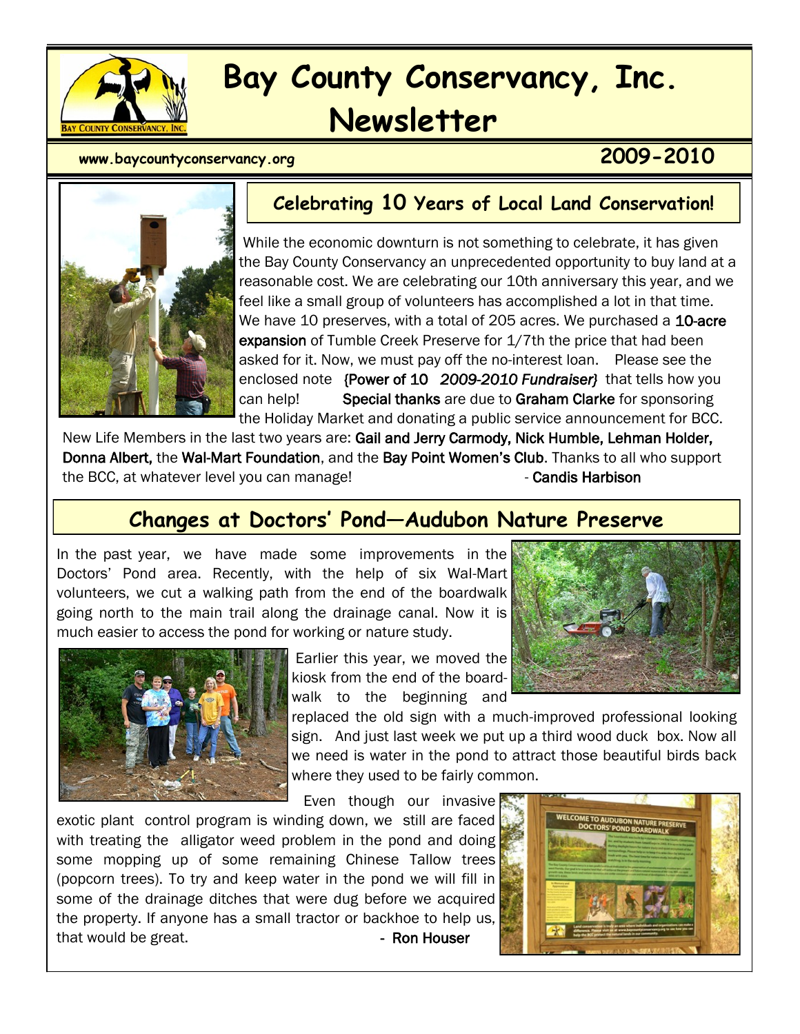# Bay County Conservancy, Inc. Newsletter

www.baycountyconservancy.org

**2009-2010**

## Celebrating 10 Years of Local Land Conservation!

While the economic downturn is not something to celebrate, it has given the Bay County Conservancy an unprecedented opportunity to buy land at a reasonable cost. We are celebrating our 10th anniversary this year, and we feel like a small group of volunteers has accomplished a lot in that time. We have 10 preserves, with a total of 205 acres. We purchased a **10-acre expansion** of Tumble Creek Preserve for 1/7th the price that had been asked for it. Now, we must pay off the no-interest loan. Please see the enclosed note {Power of 10 *2009-2010 Fundraiser}* that tells how you can help! **Special thanks** are due to **Graham Clarke** for sponsoring the Holiday Market and donating a public service announcement for BCC. New Life Members in the last two years are: **Gail and Jerry Carmody, Nick Humble, Lehman Holder, Donna Albert,** the **Wal-Mart Foundation**, and the **Bay Point Women's Club**. Thanks to all who support the BCC, at whatever level you can manage!

\- **Candis Harbison**

## Changes at Doctors' Pond—Audubon Nature Preserve

In the past year, we have made some improvements in the Doctors' Pond area. Recently, with the help of six Wal-Mart volunteers, we cut a walking path from the end of the boardwalk going north to the main trail along the drainage canal. Now it is much easier to access the pond for working or nature study.

Earlier this year, we moved the kiosk from the end of the boardwalk to the beginning and replaced the old sign with a much-improved professional looking sign. And just last week we put up a third wood duck box. Now all we need is water in the pond to attract those beautiful birds back where they used to be fairly common.

Even though our invasive exotic plant control program is winding down, we still are faced with treating the alligator weed problem in the pond and doing some mopping up of some remaining Chinese Tallow trees (popcorn trees). To try and keep water in the pond we will fill in some of the drainage ditches that were dug before we acquired the property. If anyone has a small tractor or backhoe to help us, that would be great.

\- **Ron Houser**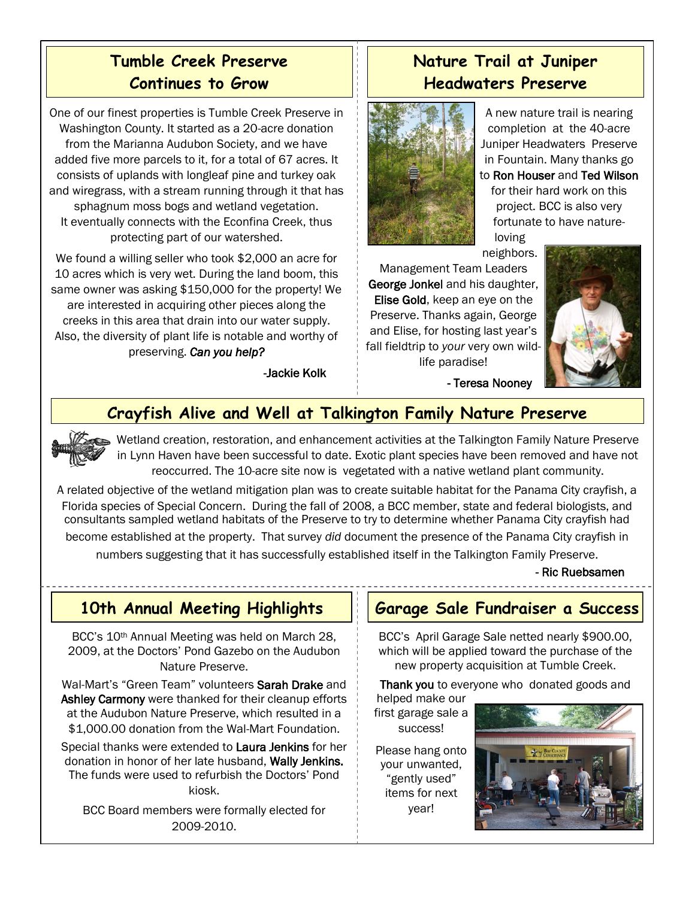## Tumble Creek Preserve Continues to Grow

One of our finest properties is Tumble Creek Preserve in Washington County. It started as a 20-acre donation from the Marianna Audubon Society, and we have added five more parcels to it, for a total of 67 acres. It consists of uplands with longleaf pine and turkey oak and wiregrass, with a stream running through it that has sphagnum moss bogs and wetland vegetation. It eventually connects with the Econfina Creek, thus protecting part of our watershed.

We found a willing seller who took $2,000 an acre for 10 acres which is very wet. During the land boom, this same owner was asking $150,000 for the property! We are interested in acquiring other pieces along the creeks in this area that drain into our water supply. Also, the diversity of plant life is notable and worthy of preserving. *Can you help?*

-Jackie Kolk

## Nature Trail at Juniper Headwaters Preserve

A new nature trail is nearing completion at the 40-acre Juniper Headwaters Preserve in Fountain. Many thanks go to **Ron Houser** and **Ted Wilson** for their hard work on this project. BCC is also very fortunate to have nature-loving neighbors.

Management Team Leaders **George Jonkel** and his daughter, **Elise Gold**, keep an eye on the Preserve. Thanks again, George and Elise, for hosting last year's fall fieldtrip to *your* very own wild-life paradise!

- Teresa Nooney

## Crayfish Alive and Well at Talkington Family Nature Preserve

Wetland creation, restoration, and enhancement activities at the Talkington Family Nature Preserve in Lynn Haven have been successful to date. Exotic plant species have been removed and have not reoccurred. The 10-acre site now is vegetated with a native wetland plant community.

A related objective of the wetland mitigation plan was to create suitable habitat for the Panama City crayfish, a Florida species of Special Concern. During the fall of 2008, a BCC member, state and federal biologists, and consultants sampled wetland habitats of the Preserve to try to determine whether Panama City crayfish had become established at the property. That survey *did* document the presence of the Panama City crayfish in numbers suggesting that it has successfully established itself in the Talkington Family Preserve.

- Ric Ruebsamen

## 10th Annual Meeting Highlights

BCC's 10th Annual Meeting was held on March 28, 2009, at the Doctors' Pond Gazebo on the Audubon Nature Preserve.

Wal-Mart's "Green Team" volunteers **Sarah Drake** and **Ashley Carmony** were thanked for their cleanup efforts at the Audubon Nature Preserve, which resulted in a $1,000.00 donation from the Wal-Mart Foundation.

Special thanks were extended to **Laura Jenkins** for her donation in honor of her late husband, **Wally Jenkins.** The funds were used to refurbish the Doctors' Pond kiosk.

BCC Board members were formally elected for 2009-2010.

## Garage Sale Fundraiser a Success

BCC's April Garage Sale netted nearly $900.00, which will be applied toward the purchase of the new property acquisition at Tumble Creek.

**Thank you** to everyone who donated goods and helped make our first garage sale a success!

Please hang onto your unwanted, "gently used" items for next year!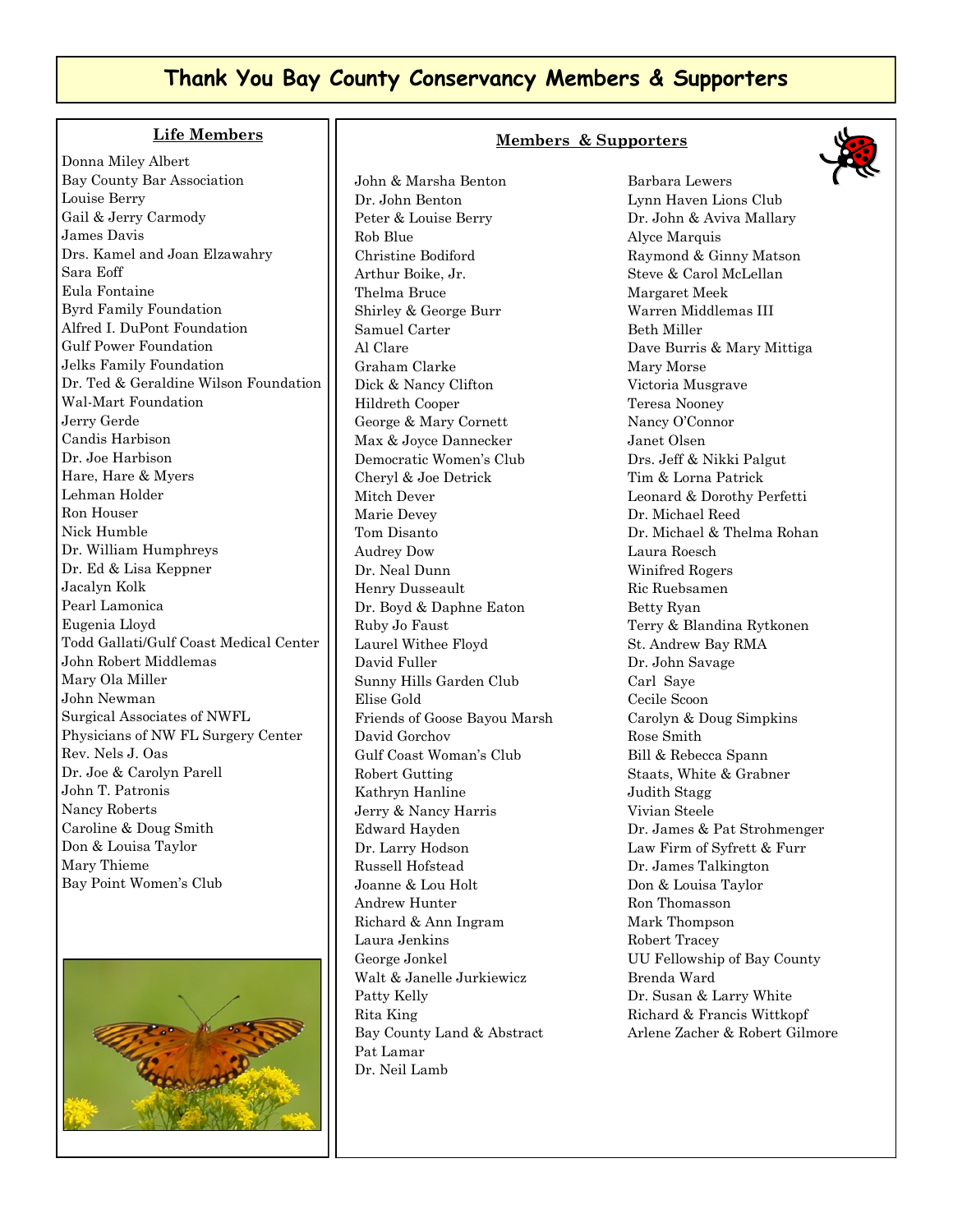# Thank You Bay County Conservancy Members & Supporters

## Life Members

Donna Miley Albert
Bay County Bar Association
Louise Berry
Gail & Jerry Carmody
James Davis
Drs. Kamel and Joan Elzawahry
Sara Eoff
Eula Fontaine
Byrd Family Foundation
Alfred I. DuPont Foundation
Gulf Power Foundation
Jelks Family Foundation
Dr. Ted & Geraldine Wilson Foundation
Wal-Mart Foundation
Jerry Gerde
Candis Harbison
Dr. Joe Harbison
Hare, Hare & Myers
Lehman Holder
Ron Houser
Nick Humble
Dr. William Humphreys
Dr. Ed & Lisa Keppner
Jacalyn Kolk
Pearl Lamonica
Eugenia Lloyd
Todd Gallati/Gulf Coast Medical Center
John Robert Middlemas
Mary Ola Miller
John Newman
Surgical Associates of NWFL
Physicians of NW FL Surgery Center
Rev. Nels J. Oas
Dr. Joe & Carolyn Parell
John T. Patronis
Nancy Roberts
Caroline & Doug Smith
Don & Louisa Taylor
Mary Thieme
Bay Point Women's Club

## Members & Supporters

John & Marsha Benton
Dr. John Benton
Peter & Louise Berry
Rob Blue
Christine Bodiford
Arthur Boike, Jr.
Thelma Bruce
Shirley & George Burr
Samuel Carter
Al Clare
Graham Clarke
Dick & Nancy Clifton
Hildreth Cooper
George & Mary Cornett
Max & Joyce Dannecker
Democratic Women's Club
Cheryl & Joe Detrick
Mitch Dever
Marie Devey
Tom Disanto
Audrey Dow
Dr. Neal Dunn
Henry Dusseault
Dr. Boyd & Daphne Eaton
Ruby Jo Faust
Laurel Withee Floyd
David Fuller
Sunny Hills Garden Club
Elise Gold
Friends of Goose Bayou Marsh
David Gorchov
Gulf Coast Woman's Club
Robert Gutting
Kathryn Hanline
Jerry & Nancy Harris
Edward Hayden
Dr. Larry Hodson
Russell Hofstead
Joanne & Lou Holt
Andrew Hunter
Richard & Ann Ingram
Laura Jenkins
George Jonkel
Walt & Janelle Jurkiewicz
Patty Kelly
Rita King
Bay County Land & Abstract
Pat Lamar
Dr. Neil Lamb
Barbara Lewers
Lynn Haven Lions Club
Dr. John & Aviva Mallary
Alyce Marquis
Raymond & Ginny Matson
Steve & Carol McLellan
Margaret Meek
Warren Middlemas III
Beth Miller
Dave Burris & Mary Mittiga
Mary Morse
Victoria Musgrave
Teresa Nooney
Nancy O'Connor
Janet Olsen
Drs. Jeff & Nikki Palgut
Tim & Lorna Patrick
Leonard & Dorothy Perfetti
Dr. Michael Reed
Dr. Michael & Thelma Rohan
Laura Roesch
Winifred Rogers
Ric Ruebsamen
Betty Ryan
Terry & Blandina Rytkonen
St. Andrew Bay RMA
Dr. John Savage
Carl Saye
Cecile Scoon
Carolyn & Doug Simpkins
Rose Smith
Bill & Rebecca Spann
Staats, White & Grabner
Judith Stagg
Vivian Steele
Dr. James & Pat Strohmenger
Law Firm of Syfrett & Furr
Dr. James Talkington
Don & Louisa Taylor
Ron Thomasson
Mark Thompson
Robert Tracey
UU Fellowship of Bay County
Brenda Ward
Dr. Susan & Larry White
Richard & Francis Wittkopf
Arlene Zacher & Robert Gilmore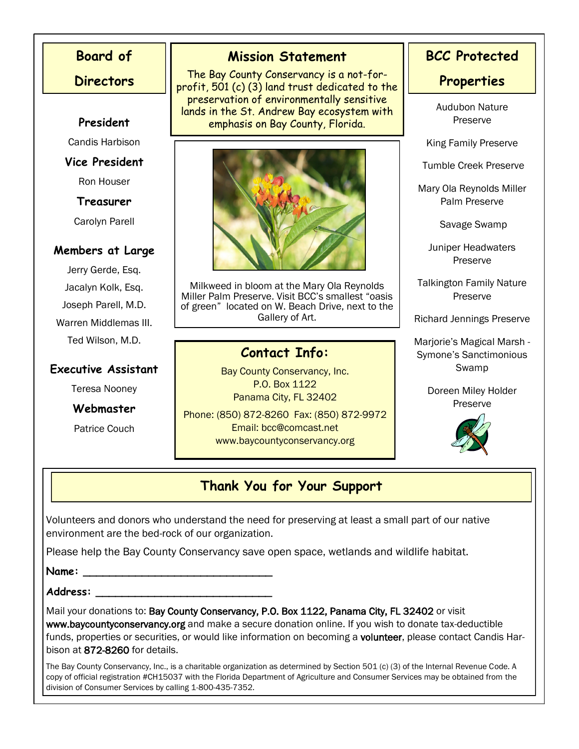## Board of Directors

### President

Candis Harbison

### Vice President

Ron Houser

### Treasurer

Carolyn Parell

### Members at Large

Jerry Gerde, Esq.

Jacalyn Kolk, Esq.

Joseph Parell, M.D.

Warren Middlemas III.

Ted Wilson, M.D.

### Executive Assistant

Teresa Nooney

### Webmaster

Patrice Couch

## Mission Statement

The Bay County Conservancy is a not-for-profit, 501 (c) (3) land trust dedicated to the preservation of environmentally sensitive lands in the St. Andrew Bay ecosystem with emphasis on Bay County, Florida.

Milkweed in bloom at the Mary Ola Reynolds Miller Palm Preserve. Visit BCC's smallest "oasis of green" located on W. Beach Drive, next to the Gallery of Art.

## Contact Info:

Bay County Conservancy, Inc.
P.O. Box 1122
Panama City, FL 32402

Phone: (850) 872-8260 Fax: (850) 872-9972
Email: bcc@comcast.net
www.baycountyconservancy.org

## BCC Protected Properties

Audubon Nature Preserve

King Family Preserve

Tumble Creek Preserve

Mary Ola Reynolds Miller Palm Preserve

Savage Swamp

Juniper Headwaters Preserve

Talkington Family Nature Preserve

Richard Jennings Preserve

Marjorie's Magical Marsh - Symone's Sanctimonious Swamp

Doreen Miley Holder Preserve

## Thank You for Your Support

Volunteers and donors who understand the need for preserving at least a small part of our native environment are the bed-rock of our organization.

Please help the Bay County Conservancy save open space, wetlands and wildlife habitat.

**Name:** ________________________________

**Address:** ______________________________

Mail your donations to: Bay County Conservancy, P.O. Box 1122, Panama City, FL 32402 or visit www.baycountyconservancy.org and make a secure donation online. If you wish to donate tax-deductible funds, properties or securities, or would like information on becoming a volunteer, please contact Candis Harbison at 872-8260 for details.

The Bay County Conservancy, Inc., is a charitable organization as determined by Section 501 (c) (3) of the Internal Revenue Code. A copy of official registration #CH15037 with the Florida Department of Agriculture and Consumer Services may be obtained from the division of Consumer Services by calling 1-800-435-7352.